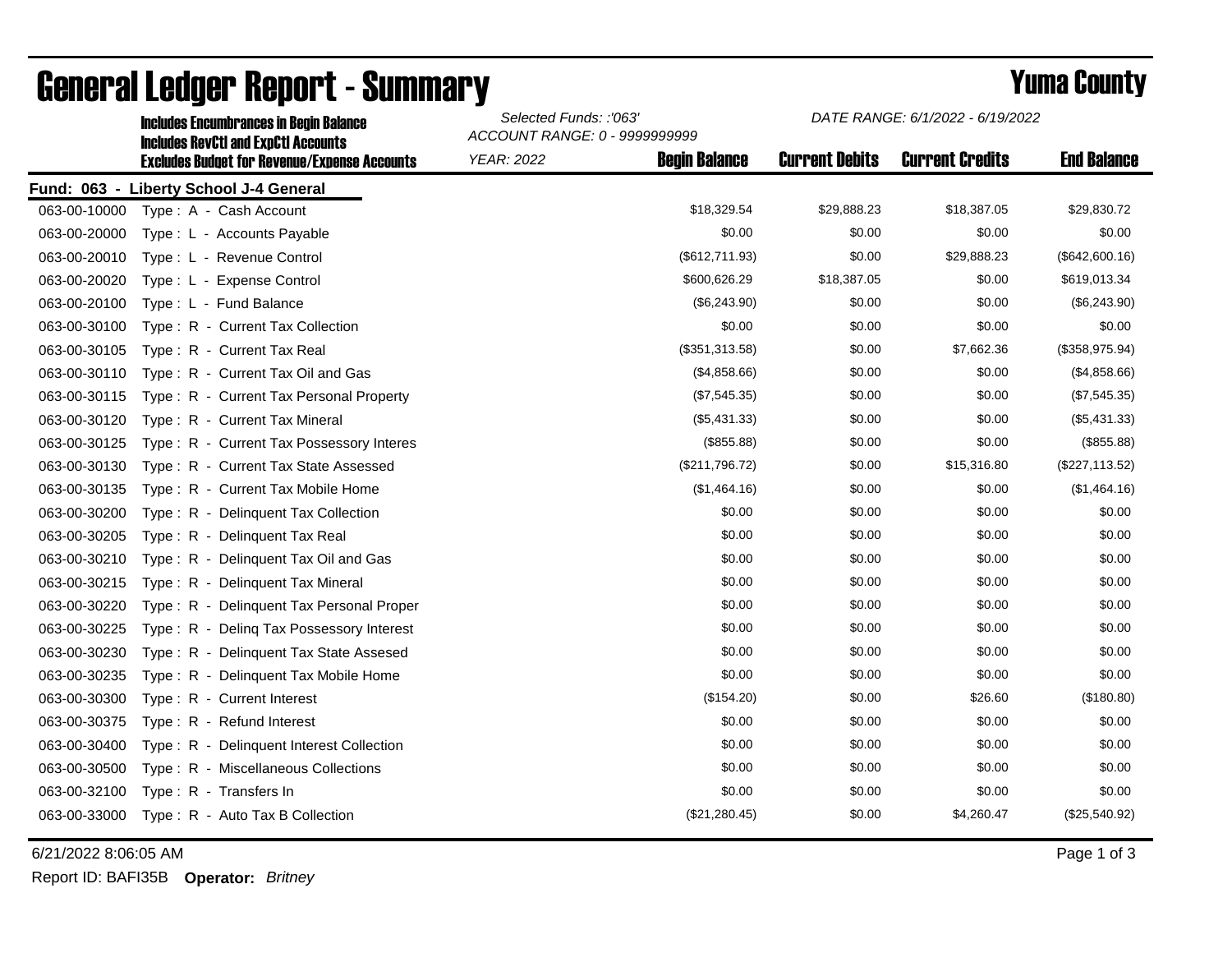# General Ledger Report - Summary

## Yuma County

**Includes Encumbrances in Begin Balance**
**Includes RevCtl and ExpCtl Accounts**
**Excludes Budget for Revenue/Expense Accounts**

*Selected Funds: :'063'*
*ACCOUNT RANGE: 0 - 9999999999*
*YEAR: 2022*

*DATE RANGE: 6/1/2022 - 6/19/2022*

**Fund: 063 - Liberty School J-4 General**

| Account | Description | Begin Balance | Current Debits | Current Credits | End Balance |
|---|---|---|---|---|---|
| 063-00-10000 | Type : A - Cash Account | $18,329.54 | $29,888.23 | $18,387.05 | $29,830.72 |
| 063-00-20000 | Type : L - Accounts Payable | $0.00 | $0.00 | $0.00 | $0.00 |
| 063-00-20010 | Type : L - Revenue Control | ($612,711.93) | $0.00 | $29,888.23 | ($642,600.16) |
| 063-00-20020 | Type : L - Expense Control | $600,626.29 | $18,387.05 | $0.00 | $619,013.34 |
| 063-00-20100 | Type : L - Fund Balance | ($6,243.90) | $0.00 | $0.00 | ($6,243.90) |
| 063-00-30100 | Type : R - Current Tax Collection | $0.00 | $0.00 | $0.00 | $0.00 |
| 063-00-30105 | Type : R - Current Tax Real | ($351,313.58) | $0.00 | $7,662.36 | ($358,975.94) |
| 063-00-30110 | Type : R - Current Tax Oil and Gas | ($4,858.66) | $0.00 | $0.00 | ($4,858.66) |
| 063-00-30115 | Type : R - Current Tax Personal Property | ($7,545.35) | $0.00 | $0.00 | ($7,545.35) |
| 063-00-30120 | Type : R - Current Tax Mineral | ($5,431.33) | $0.00 | $0.00 | ($5,431.33) |
| 063-00-30125 | Type : R - Current Tax Possessory Interes | ($855.88) | $0.00 | $0.00 | ($855.88) |
| 063-00-30130 | Type : R - Current Tax State Assessed | ($211,796.72) | $0.00 | $15,316.80 | ($227,113.52) |
| 063-00-30135 | Type : R - Current Tax Mobile Home | ($1,464.16) | $0.00 | $0.00 | ($1,464.16) |
| 063-00-30200 | Type : R - Delinquent Tax Collection | $0.00 | $0.00 | $0.00 | $0.00 |
| 063-00-30205 | Type : R - Delinquent Tax Real | $0.00 | $0.00 | $0.00 | $0.00 |
| 063-00-30210 | Type : R - Delinquent Tax Oil and Gas | $0.00 | $0.00 | $0.00 | $0.00 |
| 063-00-30215 | Type : R - Delinquent Tax Mineral | $0.00 | $0.00 | $0.00 | $0.00 |
| 063-00-30220 | Type : R - Delinquent Tax Personal Proper | $0.00 | $0.00 | $0.00 | $0.00 |
| 063-00-30225 | Type : R - Delinq Tax Possessory Interest | $0.00 | $0.00 | $0.00 | $0.00 |
| 063-00-30230 | Type : R - Delinquent Tax State Assesed | $0.00 | $0.00 | $0.00 | $0.00 |
| 063-00-30235 | Type : R - Delinquent Tax Mobile Home | $0.00 | $0.00 | $0.00 | $0.00 |
| 063-00-30300 | Type : R - Current Interest | ($154.20) | $0.00 | $26.60 | ($180.80) |
| 063-00-30375 | Type : R - Refund Interest | $0.00 | $0.00 | $0.00 | $0.00 |
| 063-00-30400 | Type : R - Delinquent Interest Collection | $0.00 | $0.00 | $0.00 | $0.00 |
| 063-00-30500 | Type : R - Miscellaneous Collections | $0.00 | $0.00 | $0.00 | $0.00 |
| 063-00-32100 | Type : R - Transfers In | $0.00 | $0.00 | $0.00 | $0.00 |
| 063-00-33000 | Type : R - Auto Tax B Collection | ($21,280.45) | $0.00 | $4,260.47 | ($25,540.92) |

6/21/2022 8:06:05 AM

Report ID: BAFI35B **Operator:** *Britney*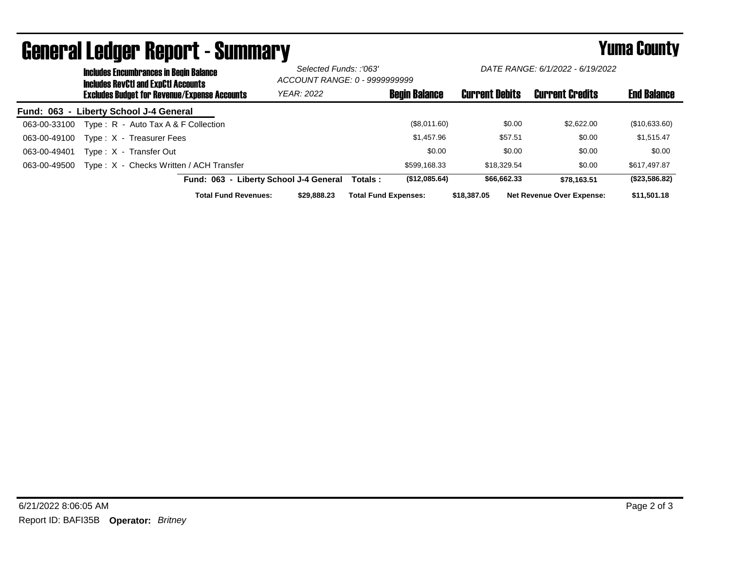# General Ledger Report - Summary

## Yuma County

**Includes Encumbrances in Begin Balance**
**Includes RevCtl and ExpCtl Accounts**
**Excludes Budget for Revenue/Expense Accounts**

*Selected Funds: :'063'*
*ACCOUNT RANGE: 0 - 9999999999*
*YEAR: 2022*

*DATE RANGE: 6/1/2022 - 6/19/2022*

**Fund: 063 - Liberty School J-4 General**

| Account | Description | Begin Balance | Current Debits | Current Credits | End Balance |
|---|---|---|---|---|---|
| 063-00-33100 | Type : R - Auto Tax A & F Collection | ($8,011.60) | $0.00 | $2,622.00 | ($10,633.60) |
| 063-00-49100 | Type : X - Treasurer Fees | $1,457.96 | $57.51 | $0.00 | $1,515.47 |
| 063-00-49401 | Type : X - Transfer Out | $0.00 | $0.00 | $0.00 | $0.00 |
| 063-00-49500 | Type : X - Checks Written / ACH Transfer | $599,168.33 | $18,329.54 | $0.00 | $617,497.87 |
| | **Fund: 063 - Liberty School J-4 General Totals :** | **($12,085.64)** | **$66,662.33** | **$78,163.51** | **($23,586.82)** |

**Total Fund Revenues:** $29,888.23 **Total Fund Expenses:** $18,387.05 **Net Revenue Over Expense:** $11,501.18

6/21/2022 8:06:05 AM

Report ID: BAFI35B **Operator:** *Britney*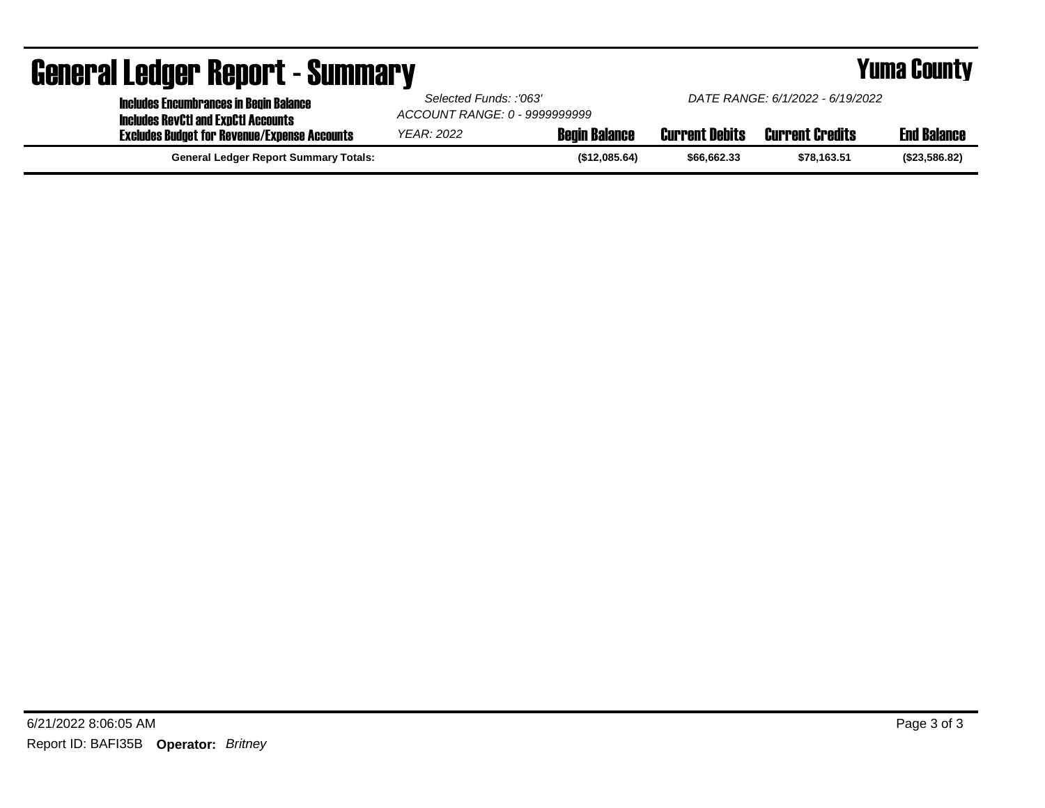# General Ledger Report - Summary

**Yuma County**

**Includes Encumbrances in Begin Balance**
**Includes RevCtl and ExpCtl Accounts**
**Excludes Budget for Revenue/Expense Accounts**

*Selected Funds: :'063'*
*ACCOUNT RANGE: 0 - 9999999999*
*YEAR: 2022*

*DATE RANGE: 6/1/2022 - 6/19/2022*

| | Begin Balance | Current Debits | Current Credits | End Balance |
|---|---|---|---|---|
| **General Ledger Report Summary Totals:** | **($12,085.64)** | **$66,662.33** | **$78,163.51** | **($23,586.82)** |

6/21/2022 8:06:05 AM

Report ID: BAFI35B **Operator:** *Britney*